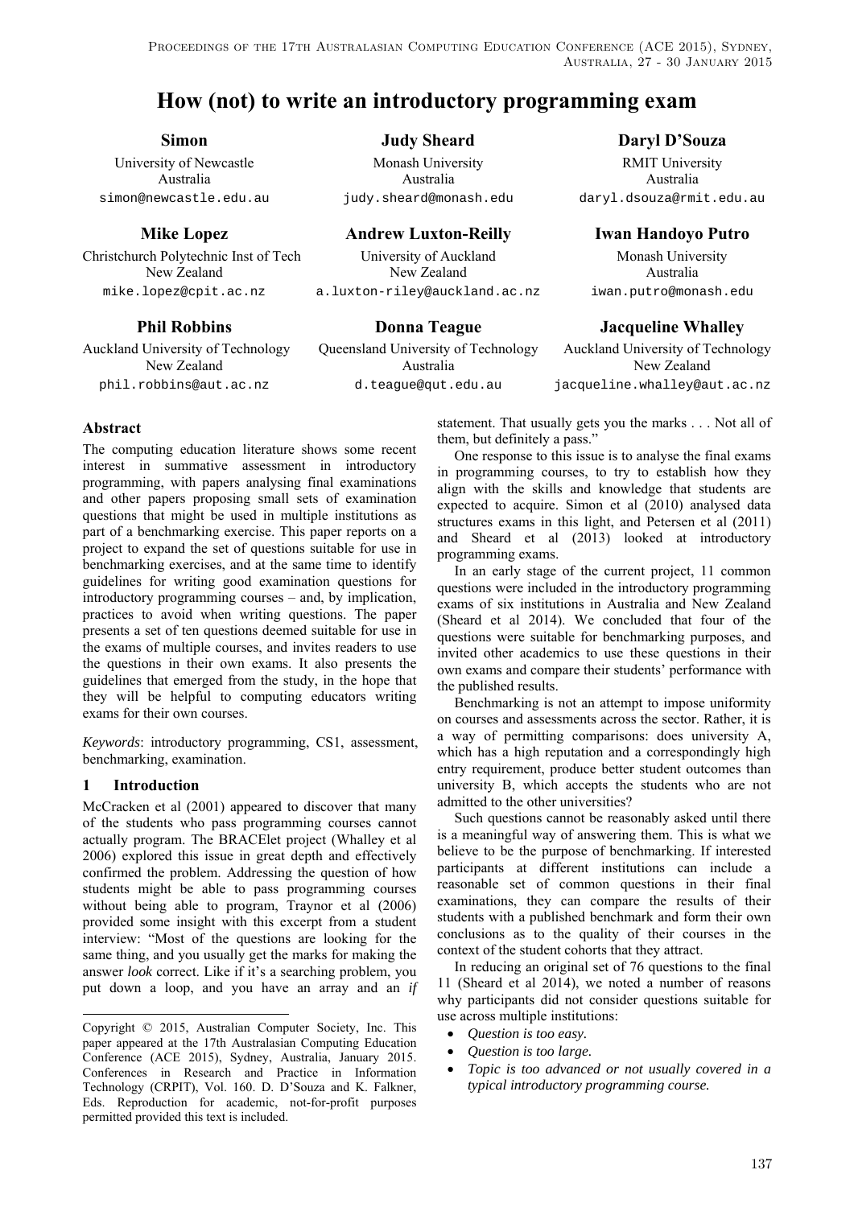# How (not) to write an introductory programming exam

**Simon**
University of Newcastle
Australia
simon@newcastle.edu.au

**Judy Sheard**
Monash University
Australia
judy.sheard@monash.edu

**Daryl D'Souza**
RMIT University
Australia
daryl.dsouza@rmit.edu.au

**Mike Lopez**
Christchurch Polytechnic Inst of Tech
New Zealand
mike.lopez@cpit.ac.nz

**Andrew Luxton-Reilly**
University of Auckland
New Zealand
a.luxton-riley@auckland.ac.nz

**Iwan Handoyo Putro**
Monash University
Australia
iwan.putro@monash.edu

**Phil Robbins**
Auckland University of Technology
New Zealand
phil.robbins@aut.ac.nz

**Donna Teague**
Queensland University of Technology
Australia
d.teague@qut.edu.au

**Jacqueline Whalley**
Auckland University of Technology
New Zealand
jacqueline.whalley@aut.ac.nz

### Abstract

The computing education literature shows some recent interest in summative assessment in introductory programming, with papers analysing final examinations and other papers proposing small sets of examination questions that might be used in multiple institutions as part of a benchmarking exercise. This paper reports on a project to expand the set of questions suitable for use in benchmarking exercises, and at the same time to identify guidelines for writing good examination questions for introductory programming courses – and, by implication, practices to avoid when writing questions. The paper presents a set of ten questions deemed suitable for use in the exams of multiple courses, and invites readers to use the questions in their own exams. It also presents the guidelines that emerged from the study, in the hope that they will be helpful to computing educators writing exams for their own courses.

*Keywords*: introductory programming, CS1, assessment, benchmarking, examination.

## 1 Introduction

McCracken et al (2001) appeared to discover that many of the students who pass programming courses cannot actually program. The BRACElet project (Whalley et al 2006) explored this issue in great depth and effectively confirmed the problem. Addressing the question of how students might be able to pass programming courses without being able to program, Traynor et al (2006) provided some insight with this excerpt from a student interview: "Most of the questions are looking for the same thing, and you usually get the marks for making the answer *look* correct. Like if it's a searching problem, you put down a loop, and you have an array and an *if* statement. That usually gets you the marks . . . Not all of them, but definitely a pass."

One response to this issue is to analyse the final exams in programming courses, to try to establish how they align with the skills and knowledge that students are expected to acquire. Simon et al (2010) analysed data structures exams in this light, and Petersen et al (2011) and Sheard et al (2013) looked at introductory programming exams.

In an early stage of the current project, 11 common questions were included in the introductory programming exams of six institutions in Australia and New Zealand (Sheard et al 2014). We concluded that four of the questions were suitable for benchmarking purposes, and invited other academics to use these questions in their own exams and compare their students' performance with the published results.

Benchmarking is not an attempt to impose uniformity on courses and assessments across the sector. Rather, it is a way of permitting comparisons: does university A, which has a high reputation and a correspondingly high entry requirement, produce better student outcomes than university B, which accepts the students who are not admitted to the other universities?

Such questions cannot be reasonably asked until there is a meaningful way of answering them. This is what we believe to be the purpose of benchmarking. If interested participants at different institutions can include a reasonable set of common questions in their final examinations, they can compare the results of their students with a published benchmark and form their own conclusions as to the quality of their courses in the context of the student cohorts that they attract.

In reducing an original set of 76 questions to the final 11 (Sheard et al 2014), we noted a number of reasons why participants did not consider questions suitable for use across multiple institutions:

- *Question is too easy.*
- *Question is too large.*
- *Topic is too advanced or not usually covered in a typical introductory programming course.*

Copyright © 2015, Australian Computer Society, Inc. This paper appeared at the 17th Australasian Computing Education Conference (ACE 2015), Sydney, Australia, January 2015. Conferences in Research and Practice in Information Technology (CRPIT), Vol. 160. D. D'Souza and K. Falkner, Eds. Reproduction for academic, not-for-profit purposes permitted provided this text is included.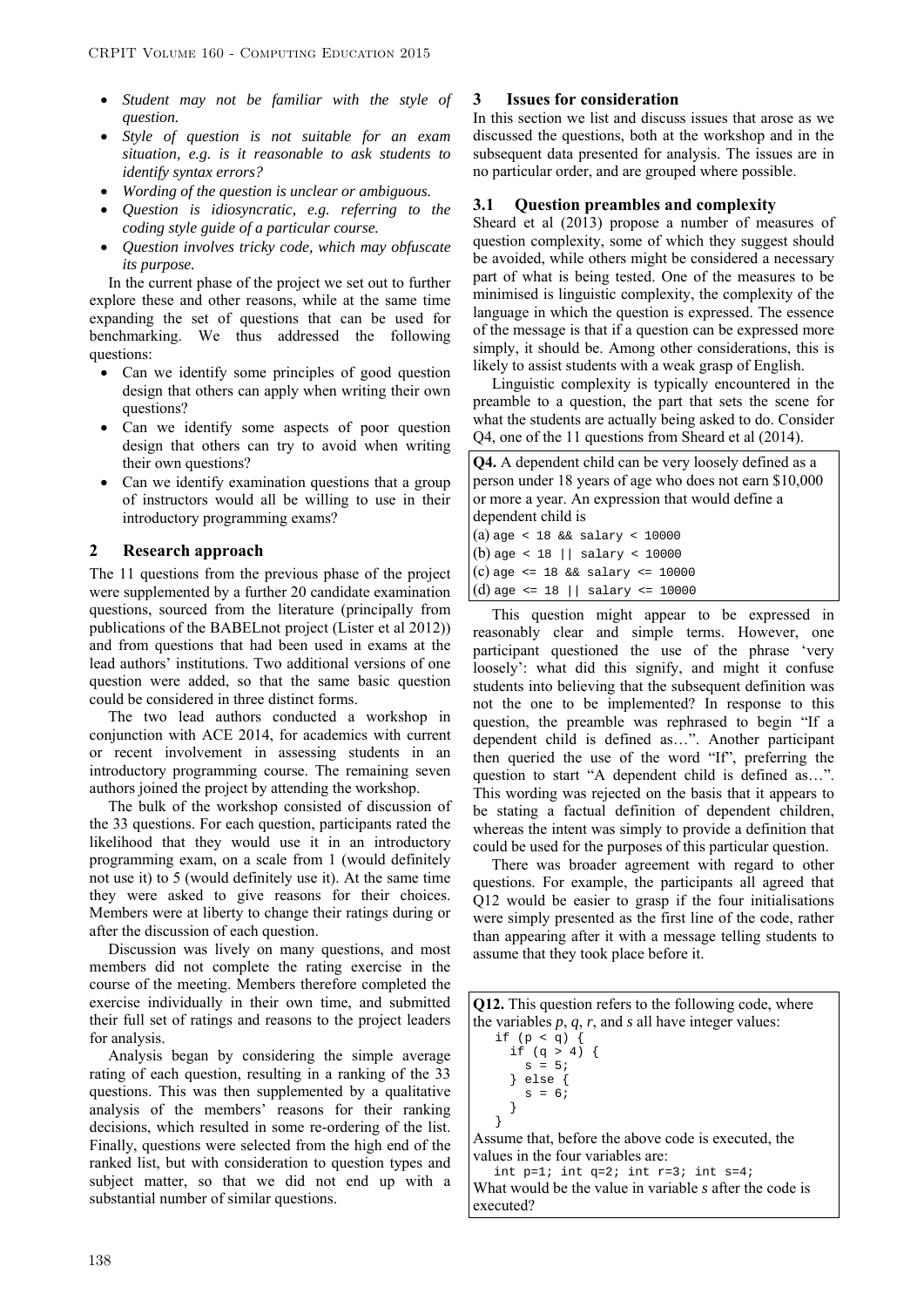- *Student may not be familiar with the style of question.*
- *Style of question is not suitable for an exam situation, e.g. is it reasonable to ask students to identify syntax errors?*
- *Wording of the question is unclear or ambiguous.*
- *Question is idiosyncratic, e.g. referring to the coding style guide of a particular course.*
- *Question involves tricky code, which may obfuscate its purpose.*

In the current phase of the project we set out to further explore these and other reasons, while at the same time expanding the set of questions that can be used for benchmarking. We thus addressed the following questions:

- Can we identify some principles of good question design that others can apply when writing their own questions?
- Can we identify some aspects of poor question design that others can try to avoid when writing their own questions?
- Can we identify examination questions that a group of instructors would all be willing to use in their introductory programming exams?

## 2 Research approach

The 11 questions from the previous phase of the project were supplemented by a further 20 candidate examination questions, sourced from the literature (principally from publications of the BABELnot project (Lister et al 2012)) and from questions that had been used in exams at the lead authors' institutions. Two additional versions of one question were added, so that the same basic question could be considered in three distinct forms.

The two lead authors conducted a workshop in conjunction with ACE 2014, for academics with current or recent involvement in assessing students in an introductory programming course. The remaining seven authors joined the project by attending the workshop.

The bulk of the workshop consisted of discussion of the 33 questions. For each question, participants rated the likelihood that they would use it in an introductory programming exam, on a scale from 1 (would definitely not use it) to 5 (would definitely use it). At the same time they were asked to give reasons for their choices. Members were at liberty to change their ratings during or after the discussion of each question.

Discussion was lively on many questions, and most members did not complete the rating exercise in the course of the meeting. Members therefore completed the exercise individually in their own time, and submitted their full set of ratings and reasons to the project leaders for analysis.

Analysis began by considering the simple average rating of each question, resulting in a ranking of the 33 questions. This was then supplemented by a qualitative analysis of the members' reasons for their ranking decisions, which resulted in some re-ordering of the list. Finally, questions were selected from the high end of the ranked list, but with consideration to question types and subject matter, so that we did not end up with a substantial number of similar questions.

## 3 Issues for consideration

In this section we list and discuss issues that arose as we discussed the questions, both at the workshop and in the subsequent data presented for analysis. The issues are in no particular order, and are grouped where possible.

### 3.1 Question preambles and complexity

Sheard et al (2013) propose a number of measures of question complexity, some of which they suggest should be avoided, while others might be considered a necessary part of what is being tested. One of the measures to be minimised is linguistic complexity, the complexity of the language in which the question is expressed. The essence of the message is that if a question can be expressed more simply, it should be. Among other considerations, this is likely to assist students with a weak grasp of English.

Linguistic complexity is typically encountered in the preamble to a question, the part that sets the scene for what the students are actually being asked to do. Consider Q4, one of the 11 questions from Sheard et al (2014).

> **Q4.** A dependent child can be very loosely defined as a person under 18 years of age who does not earn $10,000 or more a year. An expression that would define a dependent child is
>
> (a) `age < 18 && salary < 10000`
> (b) `age < 18 || salary < 10000`
> (c) `age <= 18 && salary <= 10000`
> (d) `age <= 18 || salary <= 10000`

This question might appear to be expressed in reasonably clear and simple terms. However, one participant questioned the use of the phrase 'very loosely': what did this signify, and might it confuse students into believing that the subsequent definition was not the one to be implemented? In response to this question, the preamble was rephrased to begin "If a dependent child is defined as…". Another participant then queried the use of the word "If", preferring the question to start "A dependent child is defined as…". This wording was rejected on the basis that it appears to be stating a factual definition of dependent children, whereas the intent was simply to provide a definition that could be used for the purposes of this particular question.

There was broader agreement with regard to other questions. For example, the participants all agreed that Q12 would be easier to grasp if the four initialisations were simply presented as the first line of the code, rather than appearing after it with a message telling students to assume that they took place before it.

> **Q12.** This question refers to the following code, where the variables *p*, *q*, *r*, and *s* all have integer values:
>
> ```
> if (p < q) {
>   if (q > 4) {
>     s = 5;
>   } else {
>     s = 6;
>   }
> }
> ```
>
> Assume that, before the above code is executed, the values in the four variables are:
>
> ```
> int p=1; int q=2; int r=3; int s=4;
> ```
>
> What would be the value in variable *s* after the code is executed?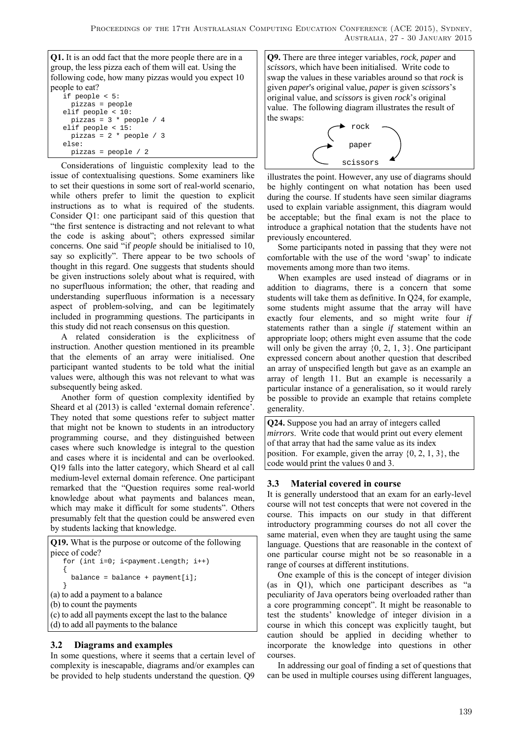**Q1.** It is an odd fact that the more people there are in a group, the less pizza each of them will eat. Using the following code, how many pizzas would you expect 10 people to eat?

```
if people < 5:
  pizzas = people
elif people < 10:
  pizzas = 3 * people / 4
elif people < 15:
  pizzas = 2 * people / 3
else:
  pizzas = people / 2
```

Considerations of linguistic complexity lead to the issue of contextualising questions. Some examiners like to set their questions in some sort of real-world scenario, while others prefer to limit the question to explicit instructions as to what is required of the students. Consider Q1: one participant said of this question that "the first sentence is distracting and not relevant to what the code is asking about"; others expressed similar concerns. One said "if *people* should be initialised to 10, say so explicitly". There appear to be two schools of thought in this regard. One suggests that students should be given instructions solely about what is required, with no superfluous information; the other, that reading and understanding superfluous information is a necessary aspect of problem-solving, and can be legitimately included in programming questions. The participants in this study did not reach consensus on this question.

A related consideration is the explicitness of instruction. Another question mentioned in its preamble that the elements of an array were initialised. One participant wanted students to be told what the initial values were, although this was not relevant to what was subsequently being asked.

Another form of question complexity identified by Sheard et al (2013) is called 'external domain reference'. They noted that some questions refer to subject matter that might not be known to students in an introductory programming course, and they distinguished between cases where such knowledge is integral to the question and cases where it is incidental and can be overlooked. Q19 falls into the latter category, which Sheard et al call medium-level external domain reference. One participant remarked that the "Question requires some real-world knowledge about what payments and balances mean, which may make it difficult for some students". Others presumably felt that the question could be answered even by students lacking that knowledge.

**Q19.** What is the purpose or outcome of the following piece of code?

```
for (int i=0; i<payment.Length; i++)
{
  balance = balance + payment[i];
}
```

(a) to add a payment to a balance
(b) to count the payments
(c) to add all payments except the last to the balance
(d) to add all payments to the balance

### 3.2 Diagrams and examples

In some questions, where it seems that a certain level of complexity is inescapable, diagrams and/or examples can be provided to help students understand the question. Q9 illustrates the point. However, any use of diagrams should be highly contingent on what notation has been used during the course. If students have seen similar diagrams used to explain variable assignment, this diagram would be acceptable; but the final exam is not the place to introduce a graphical notation that the students have not previously encountered.

**Q9.** There are three integer variables, *rock*, *paper* and *scissors*, which have been initialised. Write code to swap the values in these variables around so that *rock* is given *paper*'s original value, *paper* is given *scissors*'s original value, and *scissors* is given *rock*'s original value. The following diagram illustrates the result of the swaps:

```
rock
paper
scissors
```

Some participants noted in passing that they were not comfortable with the use of the word 'swap' to indicate movements among more than two items.

When examples are used instead of diagrams or in addition to diagrams, there is a concern that some students will take them as definitive. In Q24, for example, some students might assume that the array will have exactly four elements, and so might write four *if* statements rather than a single *if* statement within an appropriate loop; others might even assume that the code will only be given the array {0, 2, 1, 3}. One participant expressed concern about another question that described an array of unspecified length but gave as an example an array of length 11. But an example is necessarily a particular instance of a generalisation, so it would rarely be possible to provide an example that retains complete generality.

**Q24.** Suppose you had an array of integers called *mirrors*. Write code that would print out every element of that array that had the same value as its index position. For example, given the array {0, 2, 1, 3}, the code would print the values 0 and 3.

### 3.3 Material covered in course

It is generally understood that an exam for an early-level course will not test concepts that were not covered in the course. This impacts on our study in that different introductory programming courses do not all cover the same material, even when they are taught using the same language. Questions that are reasonable in the context of one particular course might not be so reasonable in a range of courses at different institutions.

One example of this is the concept of integer division (as in Q1), which one participant describes as "a peculiarity of Java operators being overloaded rather than a core programming concept". It might be reasonable to test the students' knowledge of integer division in a course in which this concept was explicitly taught, but caution should be applied in deciding whether to incorporate the knowledge into questions in other courses.

In addressing our goal of finding a set of questions that can be used in multiple courses using different languages,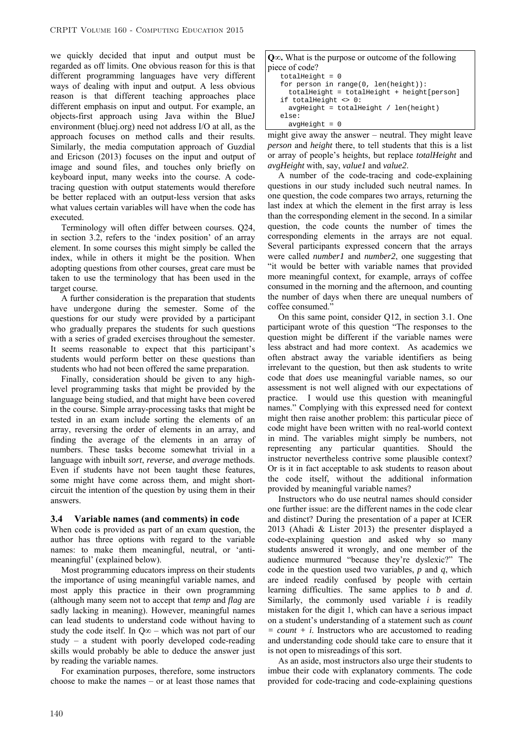we quickly decided that input and output must be regarded as off limits. One obvious reason for this is that different programming languages have very different ways of dealing with input and output. A less obvious reason is that different teaching approaches place different emphasis on input and output. For example, an objects-first approach using Java within the BlueJ environment (bluej.org) need not address I/O at all, as the approach focuses on method calls and their results. Similarly, the media computation approach of Guzdial and Ericson (2013) focuses on the input and output of image and sound files, and touches only briefly on keyboard input, many weeks into the course. A code-tracing question with output statements would therefore be better replaced with an output-less version that asks what values certain variables will have when the code has executed.

Terminology will often differ between courses. Q24, in section 3.2, refers to the 'index position' of an array element. In some courses this might simply be called the index, while in others it might be the position. When adopting questions from other courses, great care must be taken to use the terminology that has been used in the target course.

A further consideration is the preparation that students have undergone during the semester. Some of the questions for our study were provided by a participant who gradually prepares the students for such questions with a series of graded exercises throughout the semester. It seems reasonable to expect that this participant's students would perform better on these questions than students who had not been offered the same preparation.

Finally, consideration should be given to any high-level programming tasks that might be provided by the language being studied, and that might have been covered in the course. Simple array-processing tasks that might be tested in an exam include sorting the elements of an array, reversing the order of elements in an array, and finding the average of the elements in an array of numbers. These tasks become somewhat trivial in a language with inbuilt *sort*, *reverse*, and *average* methods. Even if students have not been taught these features, some might have come across them, and might short-circuit the intention of the question by using them in their answers.

### 3.4 Variable names (and comments) in code

When code is provided as part of an exam question, the author has three options with regard to the variable names: to make them meaningful, neutral, or 'anti-meaningful' (explained below).

Most programming educators impress on their students the importance of using meaningful variable names, and most apply this practice in their own programming (although many seem not to accept that *temp* and *flag* are sadly lacking in meaning). However, meaningful names can lead students to understand code without having to study the code itself. In Q∞ – which was not part of our study – a student with poorly developed code-reading skills would probably be able to deduce the answer just by reading the variable names.

For examination purposes, therefore, some instructors choose to make the names – or at least those names that might give away the answer – neutral. They might leave *person* and *height* there, to tell students that this is a list or array of people's heights, but replace *totalHeight* and *avgHeight* with, say, *value1* and *value2*.

**Q∞.** What is the purpose or outcome of the following piece of code?

```
totalHeight = 0
for person in range(0, len(height)):
  totalHeight = totalHeight + height[person]
if totalHeight <> 0:
  avgHeight = totalHeight / len(height)
else:
  avgHeight = 0
```

A number of the code-tracing and code-explaining questions in our study included such neutral names. In one question, the code compares two arrays, returning the last index at which the element in the first array is less than the corresponding element in the second. In a similar question, the code counts the number of times the corresponding elements in the arrays are not equal. Several participants expressed concern that the arrays were called *number1* and *number2*, one suggesting that "it would be better with variable names that provided more meaningful context, for example, arrays of coffee consumed in the morning and the afternoon, and counting the number of days when there are unequal numbers of coffee consumed."

On this same point, consider Q12, in section 3.1. One participant wrote of this question "The responses to the question might be different if the variable names were less abstract and had more context. As academics we often abstract away the variable identifiers as being irrelevant to the question, but then ask students to write code that *does* use meaningful variable names, so our assessment is not well aligned with our expectations of practice. I would use this question with meaningful names." Complying with this expressed need for context might then raise another problem: this particular piece of code might have been written with no real-world context in mind. The variables might simply be numbers, not representing any particular quantities. Should the instructor nevertheless contrive some plausible context? Or is it in fact acceptable to ask students to reason about the code itself, without the additional information provided by meaningful variable names?

Instructors who do use neutral names should consider one further issue: are the different names in the code clear and distinct? During the presentation of a paper at ICER 2013 (Ahadi & Lister 2013) the presenter displayed a code-explaining question and asked why so many students answered it wrongly, and one member of the audience murmured "because they're dyslexic?" The code in the question used two variables, *p* and *q*, which are indeed readily confused by people with certain learning difficulties. The same applies to *b* and *d*. Similarly, the commonly used variable *i* is readily mistaken for the digit 1, which can have a severe impact on a student's understanding of a statement such as *count = count + i*. Instructors who are accustomed to reading and understanding code should take care to ensure that it is not open to misreadings of this sort.

As an aside, most instructors also urge their students to imbue their code with explanatory comments. The code provided for code-tracing and code-explaining questions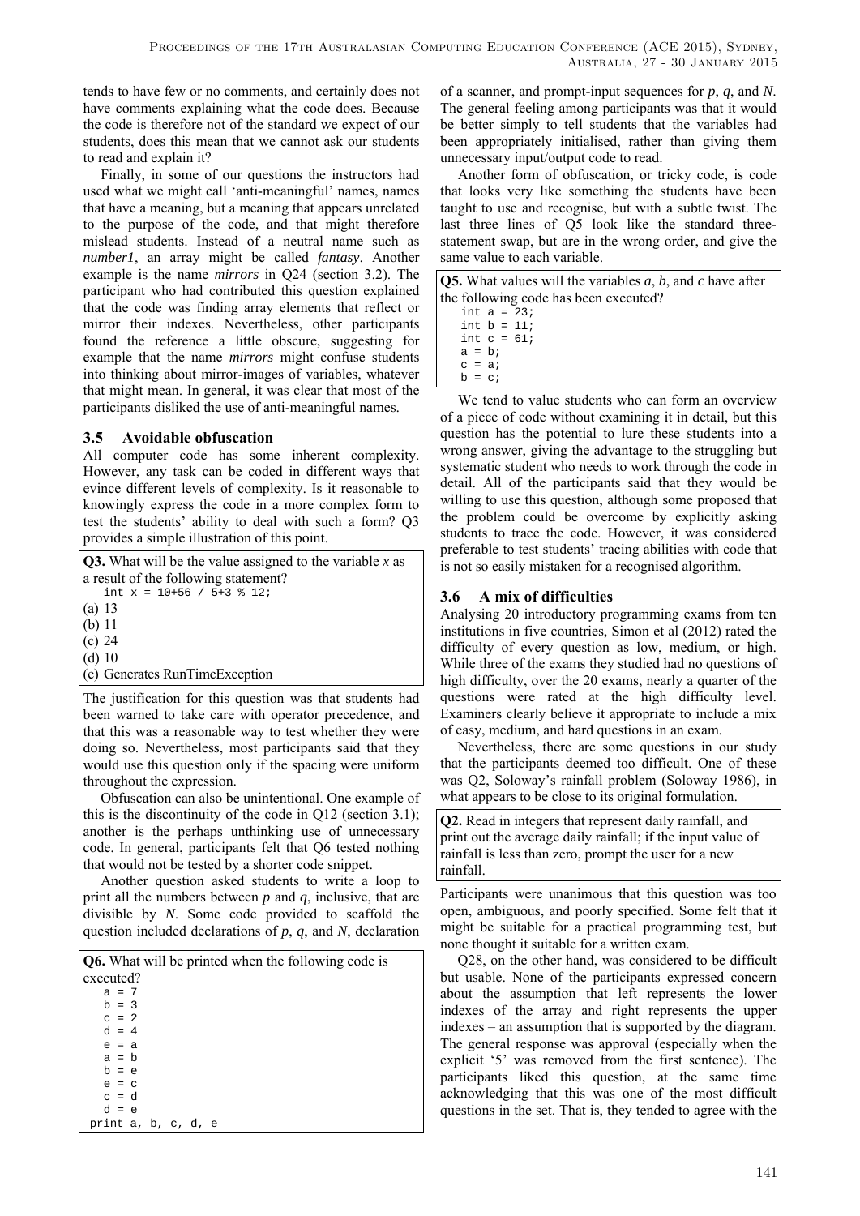tends to have few or no comments, and certainly does not have comments explaining what the code does. Because the code is therefore not of the standard we expect of our students, does this mean that we cannot ask our students to read and explain it?

Finally, in some of our questions the instructors had used what we might call 'anti-meaningful' names, names that have a meaning, but a meaning that appears unrelated to the purpose of the code, and that might therefore mislead students. Instead of a neutral name such as *number1*, an array might be called *fantasy*. Another example is the name *mirrors* in Q24 (section 3.2). The participant who had contributed this question explained that the code was finding array elements that reflect or mirror their indexes. Nevertheless, other participants found the reference a little obscure, suggesting for example that the name *mirrors* might confuse students into thinking about mirror-images of variables, whatever that might mean. In general, it was clear that most of the participants disliked the use of anti-meaningful names.

### 3.5 Avoidable obfuscation

All computer code has some inherent complexity. However, any task can be coded in different ways that evince different levels of complexity. Is it reasonable to knowingly express the code in a more complex form to test the students' ability to deal with such a form? Q3 provides a simple illustration of this point.

**Q3.** What will be the value assigned to the variable *x* as a result of the following statement?

```
int x = 10+56 / 5+3 % 12;
```

(a) 13
(b) 11
(c) 24
(d) 10
(e) Generates RunTimeException

The justification for this question was that students had been warned to take care with operator precedence, and that this was a reasonable way to test whether they were doing so. Nevertheless, most participants said that they would use this question only if the spacing were uniform throughout the expression.

Obfuscation can also be unintentional. One example of this is the discontinuity of the code in Q12 (section 3.1); another is the perhaps unthinking use of unnecessary code. In general, participants felt that Q6 tested nothing that would not be tested by a shorter code snippet.

Another question asked students to write a loop to print all the numbers between *p* and *q*, inclusive, that are divisible by *N*. Some code provided to scaffold the question included declarations of *p*, *q*, and *N*, declaration of a scanner, and prompt-input sequences for *p*, *q*, and *N*. The general feeling among participants was that it would be better simply to tell students that the variables had been appropriately initialised, rather than giving them unnecessary input/output code to read.

**Q6.** What will be printed when the following code is executed?

```
a = 7
b = 3
c = 2
d = 4
e = a
a = b
b = e
e = c
c = d
d = e
print a, b, c, d, e
```

Another form of obfuscation, or tricky code, is code that looks very like something the students have been taught to use and recognise, but with a subtle twist. The last three lines of Q5 look like the standard three-statement swap, but are in the wrong order, and give the same value to each variable.

**Q5.** What values will the variables *a*, *b*, and *c* have after the following code has been executed?

```
int a = 23;
int b = 11;
int c = 61;
a = b;
c = a;
b = c;
```

We tend to value students who can form an overview of a piece of code without examining it in detail, but this question has the potential to lure these students into a wrong answer, giving the advantage to the struggling but systematic student who needs to work through the code in detail. All of the participants said that they would be willing to use this question, although some proposed that the problem could be overcome by explicitly asking students to trace the code. However, it was considered preferable to test students' tracing abilities with code that is not so easily mistaken for a recognised algorithm.

### 3.6 A mix of difficulties

Analysing 20 introductory programming exams from ten institutions in five countries, Simon et al (2012) rated the difficulty of every question as low, medium, or high. While three of the exams they studied had no questions of high difficulty, over the 20 exams, nearly a quarter of the questions were rated at the high difficulty level. Examiners clearly believe it appropriate to include a mix of easy, medium, and hard questions in an exam.

Nevertheless, there are some questions in our study that the participants deemed too difficult. One of these was Q2, Soloway's rainfall problem (Soloway 1986), in what appears to be close to its original formulation.

**Q2.** Read in integers that represent daily rainfall, and print out the average daily rainfall; if the input value of rainfall is less than zero, prompt the user for a new rainfall.

Participants were unanimous that this question was too open, ambiguous, and poorly specified. Some felt that it might be suitable for a practical programming test, but none thought it suitable for a written exam.

Q28, on the other hand, was considered to be difficult but usable. None of the participants expressed concern about the assumption that left represents the lower indexes of the array and right represents the upper indexes – an assumption that is supported by the diagram. The general response was approval (especially when the explicit '5' was removed from the first sentence). The participants liked this question, at the same time acknowledging that this was one of the most difficult questions in the set. That is, they tended to agree with the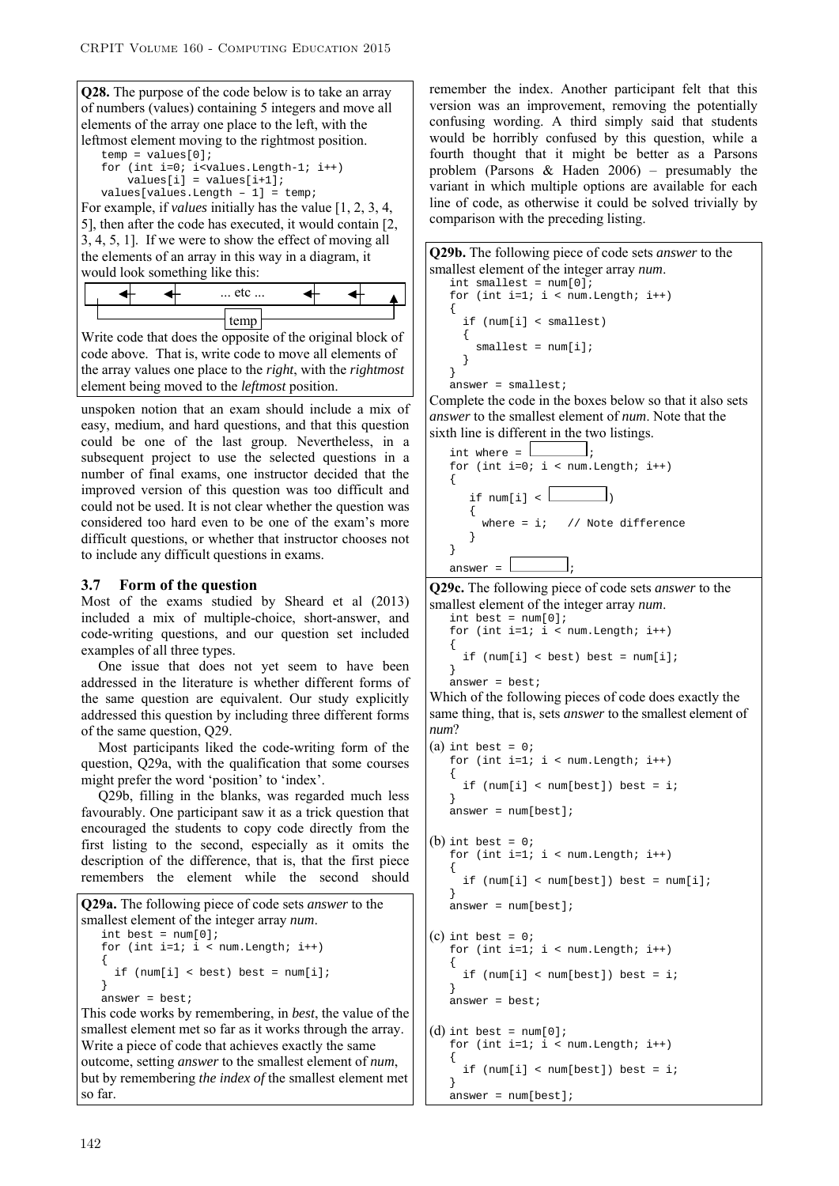**Q28.** The purpose of the code below is to take an array of numbers (values) containing 5 integers and move all elements of the array one place to the left, with the leftmost element moving to the rightmost position.

```
temp = values[0];
for (int i=0; i<values.Length-1; i++)
    values[i] = values[i+1];
values[values.Length – 1] = temp;
```

For example, if *values* initially has the value [1, 2, 3, 4, 5], then after the code has executed, it would contain [2, 3, 4, 5, 1]. If we were to show the effect of moving all the elements of an array in this way in a diagram, it would look something like this:

... etc ...

temp

Write code that does the opposite of the original block of code above. That is, write code to move all elements of the array values one place to the *right*, with the *rightmost* element being moved to the *leftmost* position.

unspoken notion that an exam should include a mix of easy, medium, and hard questions, and that this question could be one of the last group. Nevertheless, in a subsequent project to use the selected questions in a number of final exams, one instructor decided that the improved version of this question was too difficult and could not be used. It is not clear whether the question was considered too hard even to be one of the exam's more difficult questions, or whether that instructor chooses not to include any difficult questions in exams.

### 3.7 Form of the question

Most of the exams studied by Sheard et al (2013) included a mix of multiple-choice, short-answer, and code-writing questions, and our question set included examples of all three types.

One issue that does not yet seem to have been addressed in the literature is whether different forms of the same question are equivalent. Our study explicitly addressed this question by including three different forms of the same question, Q29.

Most participants liked the code-writing form of the question, Q29a, with the qualification that some courses might prefer the word 'position' to 'index'.

Q29b, filling in the blanks, was regarded much less favourably. One participant saw it as a trick question that encouraged the students to copy code directly from the first listing to the second, especially as it omits the description of the difference, that is, that the first piece remembers the element while the second should remember the index. Another participant felt that this version was an improvement, removing the potentially confusing wording. A third simply said that students would be horribly confused by this question, while a fourth thought that it might be better as a Parsons problem (Parsons & Haden 2006) – presumably the variant in which multiple options are available for each line of code, as otherwise it could be solved trivially by comparison with the preceding listing.

**Q29a.** The following piece of code sets *answer* to the smallest element of the integer array *num*.

```
int best = num[0];
for (int i=1; i < num.Length; i++)
{
  if (num[i] < best) best = num[i];
}
answer = best;
```

This code works by remembering, in *best*, the value of the smallest element met so far as it works through the array. Write a piece of code that achieves exactly the same outcome, setting *answer* to the smallest element of *num*, but by remembering *the index of* the smallest element met so far.

**Q29b.** The following piece of code sets *answer* to the smallest element of the integer array *num*.

```
int smallest = num[0];
for (int i=1; i < num.Length; i++)
{
  if (num[i] < smallest)
  {
    smallest = num[i];
  }
}
answer = smallest;
```

Complete the code in the boxes below so that it also sets *answer* to the smallest element of *num*. Note that the sixth line is different in the two listings.

```
int where = [        ];
for (int i=0; i < num.Length; i++)
{
   if num[i] < [        ])
   {
     where = i;   // Note difference
   }
}
answer = [        ];
```

**Q29c.** The following piece of code sets *answer* to the smallest element of the integer array *num*.

```
int best = num[0];
for (int i=1; i < num.Length; i++)
{
  if (num[i] < best) best = num[i];
}
answer = best;
```

Which of the following pieces of code does exactly the same thing, that is, sets *answer* to the smallest element of *num*?

(a)
```
int best = 0;
for (int i=1; i < num.Length; i++)
{
  if (num[i] < num[best]) best = i;
}
answer = num[best];
```

(b)
```
int best = 0;
for (int i=1; i < num.Length; i++)
{
  if (num[i] < num[best]) best = num[i];
}
answer = num[best];
```

(c)
```
int best = 0;
for (int i=1; i < num.Length; i++)
{
  if (num[i] < num[best]) best = i;
}
answer = best;
```

(d)
```
int best = num[0];
for (int i=1; i < num.Length; i++)
{
  if (num[i] < num[best]) best = i;
}
answer = num[best];
```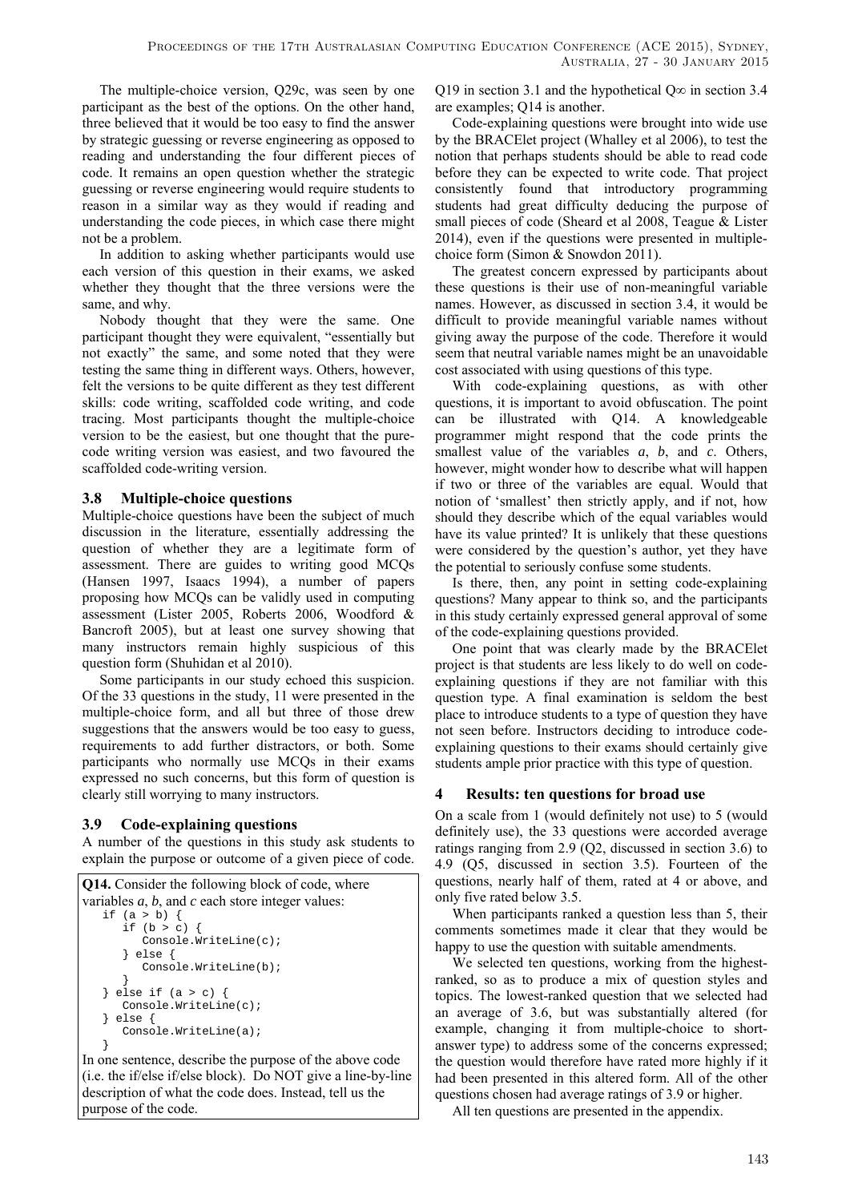The multiple-choice version, Q29c, was seen by one participant as the best of the options. On the other hand, three believed that it would be too easy to find the answer by strategic guessing or reverse engineering as opposed to reading and understanding the four different pieces of code. It remains an open question whether the strategic guessing or reverse engineering would require students to reason in a similar way as they would if reading and understanding the code pieces, in which case there might not be a problem.

In addition to asking whether participants would use each version of this question in their exams, we asked whether they thought that the three versions were the same, and why.

Nobody thought that they were the same. One participant thought they were equivalent, "essentially but not exactly" the same, and some noted that they were testing the same thing in different ways. Others, however, felt the versions to be quite different as they test different skills: code writing, scaffolded code writing, and code tracing. Most participants thought the multiple-choice version to be the easiest, but one thought that the pure-code writing version was easiest, and two favoured the scaffolded code-writing version.

### 3.8 Multiple-choice questions

Multiple-choice questions have been the subject of much discussion in the literature, essentially addressing the question of whether they are a legitimate form of assessment. There are guides to writing good MCQs (Hansen 1997, Isaacs 1994), a number of papers proposing how MCQs can be validly used in computing assessment (Lister 2005, Roberts 2006, Woodford & Bancroft 2005), but at least one survey showing that many instructors remain highly suspicious of this question form (Shuhidan et al 2010).

Some participants in our study echoed this suspicion. Of the 33 questions in the study, 11 were presented in the multiple-choice form, and all but three of those drew suggestions that the answers would be too easy to guess, requirements to add further distractors, or both. Some participants who normally use MCQs in their exams expressed no such concerns, but this form of question is clearly still worrying to many instructors.

### 3.9 Code-explaining questions

A number of the questions in this study ask students to explain the purpose or outcome of a given piece of code.

**Q14.** Consider the following block of code, where variables *a*, *b*, and *c* each store integer values:

```
if (a > b) {
   if (b > c) {
      Console.WriteLine(c);
   } else {
      Console.WriteLine(b);
   }
} else if (a > c) {
   Console.WriteLine(c);
} else {
   Console.WriteLine(a);
}
```

In one sentence, describe the purpose of the above code (i.e. the if/else if/else block). Do NOT give a line-by-line description of what the code does. Instead, tell us the purpose of the code.

Q19 in section 3.1 and the hypothetical Q∞ in section 3.4 are examples; Q14 is another.

Code-explaining questions were brought into wide use by the BRACElet project (Whalley et al 2006), to test the notion that perhaps students should be able to read code before they can be expected to write code. That project consistently found that introductory programming students had great difficulty deducing the purpose of small pieces of code (Sheard et al 2008, Teague & Lister 2014), even if the questions were presented in multiple-choice form (Simon & Snowdon 2011).

The greatest concern expressed by participants about these questions is their use of non-meaningful variable names. However, as discussed in section 3.4, it would be difficult to provide meaningful variable names without giving away the purpose of the code. Therefore it would seem that neutral variable names might be an unavoidable cost associated with using questions of this type.

With code-explaining questions, as with other questions, it is important to avoid obfuscation. The point can be illustrated with Q14. A knowledgeable programmer might respond that the code prints the smallest value of the variables *a*, *b*, and *c*. Others, however, might wonder how to describe what will happen if two or three of the variables are equal. Would that notion of 'smallest' then strictly apply, and if not, how should they describe which of the equal variables would have its value printed? It is unlikely that these questions were considered by the question's author, yet they have the potential to seriously confuse some students.

Is there, then, any point in setting code-explaining questions? Many appear to think so, and the participants in this study certainly expressed general approval of some of the code-explaining questions provided.

One point that was clearly made by the BRACElet project is that students are less likely to do well on code-explaining questions if they are not familiar with this question type. A final examination is seldom the best place to introduce students to a type of question they have not seen before. Instructors deciding to introduce code-explaining questions to their exams should certainly give students ample prior practice with this type of question.

## 4 Results: ten questions for broad use

On a scale from 1 (would definitely not use) to 5 (would definitely use), the 33 questions were accorded average ratings ranging from 2.9 (Q2, discussed in section 3.6) to 4.9 (Q5, discussed in section 3.5). Fourteen of the questions, nearly half of them, rated at 4 or above, and only five rated below 3.5.

When participants ranked a question less than 5, their comments sometimes made it clear that they would be happy to use the question with suitable amendments.

We selected ten questions, working from the highest-ranked, so as to produce a mix of question styles and topics. The lowest-ranked question that we selected had an average of 3.6, but was substantially altered (for example, changing it from multiple-choice to short-answer type) to address some of the concerns expressed; the question would therefore have rated more highly if it had been presented in this altered form. All of the other questions chosen had average ratings of 3.9 or higher.

All ten questions are presented in the appendix.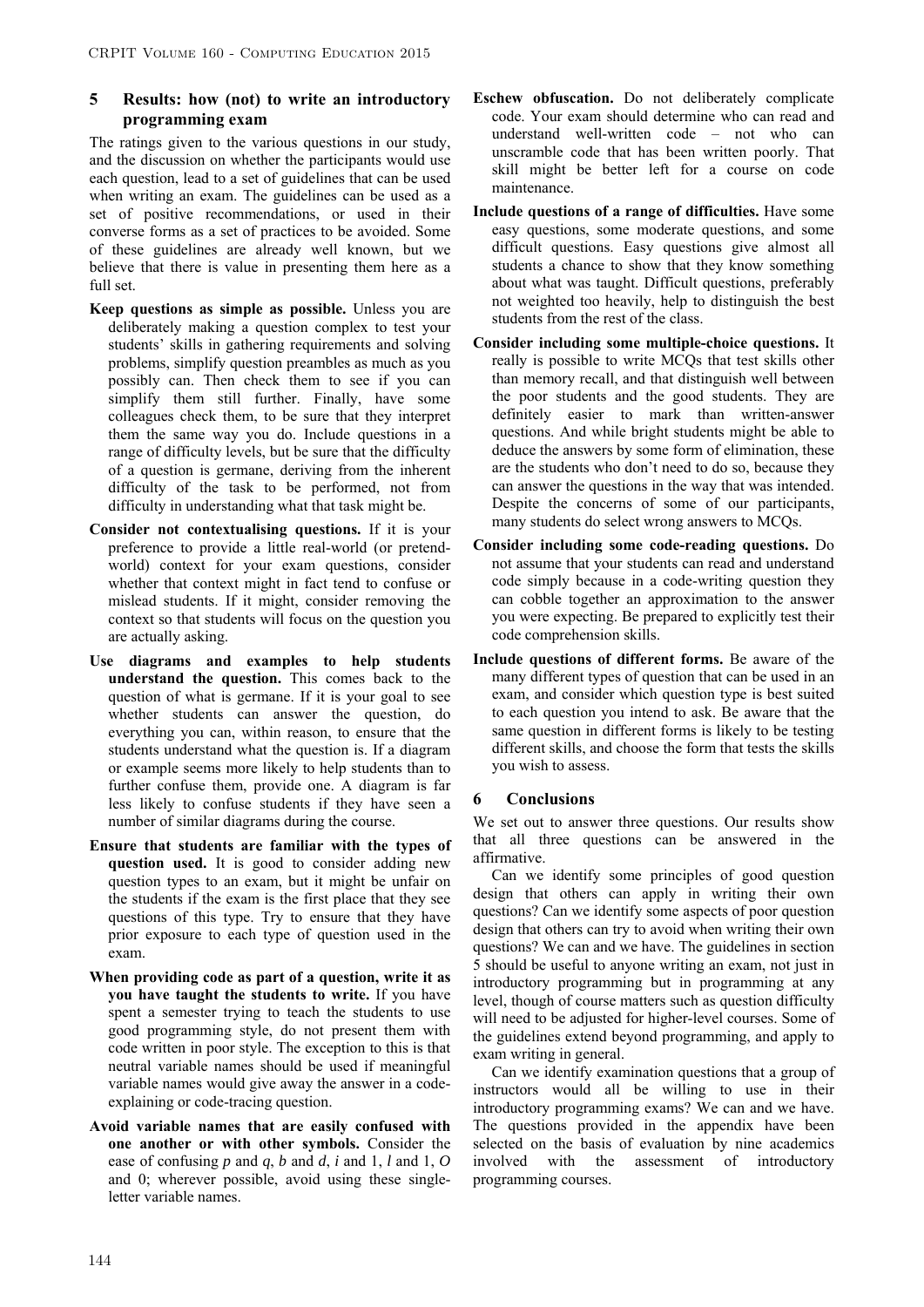## 5 Results: how (not) to write an introductory programming exam

The ratings given to the various questions in our study, and the discussion on whether the participants would use each question, lead to a set of guidelines that can be used when writing an exam. The guidelines can be used as a set of positive recommendations, or used in their converse forms as a set of practices to be avoided. Some of these guidelines are already well known, but we believe that there is value in presenting them here as a full set.

**Keep questions as simple as possible.** Unless you are deliberately making a question complex to test your students' skills in gathering requirements and solving problems, simplify question preambles as much as you possibly can. Then check them to see if you can simplify them still further. Finally, have some colleagues check them, to be sure that they interpret them the same way you do. Include questions in a range of difficulty levels, but be sure that the difficulty of a question is germane, deriving from the inherent difficulty of the task to be performed, not from difficulty in understanding what that task might be.

**Consider not contextualising questions.** If it is your preference to provide a little real-world (or pretend-world) context for your exam questions, consider whether that context might in fact tend to confuse or mislead students. If it might, consider removing the context so that students will focus on the question you are actually asking.

**Use diagrams and examples to help students understand the question.** This comes back to the question of what is germane. If it is your goal to see whether students can answer the question, do everything you can, within reason, to ensure that the students understand what the question is. If a diagram or example seems more likely to help students than to further confuse them, provide one. A diagram is far less likely to confuse students if they have seen a number of similar diagrams during the course.

**Ensure that students are familiar with the types of question used.** It is good to consider adding new question types to an exam, but it might be unfair on the students if the exam is the first place that they see questions of this type. Try to ensure that they have prior exposure to each type of question used in the exam.

**When providing code as part of a question, write it as you have taught the students to write.** If you have spent a semester trying to teach the students to use good programming style, do not present them with code written in poor style. The exception to this is that neutral variable names should be used if meaningful variable names would give away the answer in a code-explaining or code-tracing question.

**Avoid variable names that are easily confused with one another or with other symbols.** Consider the ease of confusing *p* and *q*, *b* and *d*, *i* and 1, *l* and 1, *O* and 0; wherever possible, avoid using these single-letter variable names.

**Eschew obfuscation.** Do not deliberately complicate code. Your exam should determine who can read and understand well-written code – not who can unscramble code that has been written poorly. That skill might be better left for a course on code maintenance.

**Include questions of a range of difficulties.** Have some easy questions, some moderate questions, and some difficult questions. Easy questions give almost all students a chance to show that they know something about what was taught. Difficult questions, preferably not weighted too heavily, help to distinguish the best students from the rest of the class.

**Consider including some multiple-choice questions.** It really is possible to write MCQs that test skills other than memory recall, and that distinguish well between the poor students and the good students. They are definitely easier to mark than written-answer questions. And while bright students might be able to deduce the answers by some form of elimination, these are the students who don't need to do so, because they can answer the questions in the way that was intended. Despite the concerns of some of our participants, many students do select wrong answers to MCQs.

**Consider including some code-reading questions.** Do not assume that your students can read and understand code simply because in a code-writing question they can cobble together an approximation to the answer you were expecting. Be prepared to explicitly test their code comprehension skills.

**Include questions of different forms.** Be aware of the many different types of question that can be used in an exam, and consider which question type is best suited to each question you intend to ask. Be aware that the same question in different forms is likely to be testing different skills, and choose the form that tests the skills you wish to assess.

## 6 Conclusions

We set out to answer three questions. Our results show that all three questions can be answered in the affirmative.

Can we identify some principles of good question design that others can apply in writing their own questions? Can we identify some aspects of poor question design that others can try to avoid when writing their own questions? We can and we have. The guidelines in section 5 should be useful to anyone writing an exam, not just in introductory programming but in programming at any level, though of course matters such as question difficulty will need to be adjusted for higher-level courses. Some of the guidelines extend beyond programming, and apply to exam writing in general.

Can we identify examination questions that a group of instructors would all be willing to use in their introductory programming exams? We can and we have. The questions provided in the appendix have been selected on the basis of evaluation by nine academics involved with the assessment of introductory programming courses.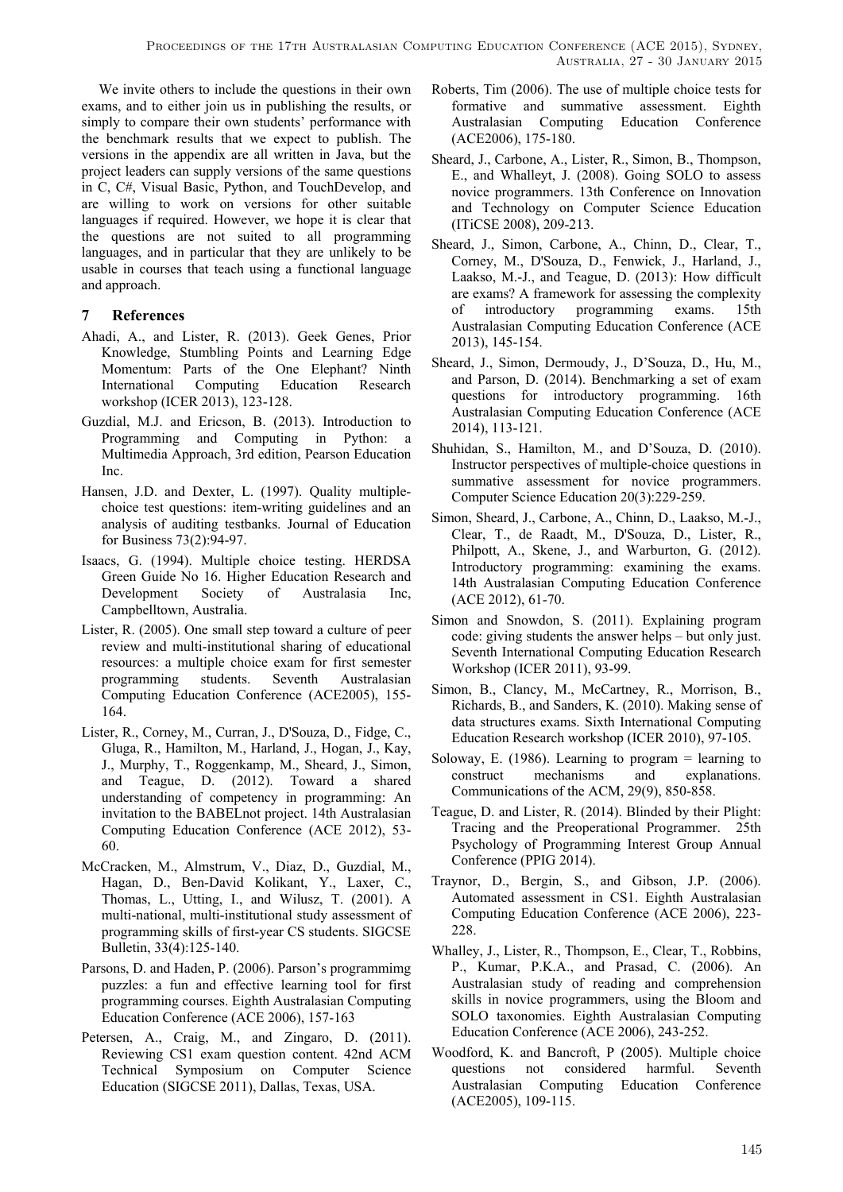We invite others to include the questions in their own exams, and to either join us in publishing the results, or simply to compare their own students' performance with the benchmark results that we expect to publish. The versions in the appendix are all written in Java, but the project leaders can supply versions of the same questions in C, C#, Visual Basic, Python, and TouchDevelop, and are willing to work on versions for other suitable languages if required. However, we hope it is clear that the questions are not suited to all programming languages, and in particular that they are unlikely to be usable in courses that teach using a functional language and approach.

## 7 References

Ahadi, A., and Lister, R. (2013). Geek Genes, Prior Knowledge, Stumbling Points and Learning Edge Momentum: Parts of the One Elephant? Ninth International Computing Education Research workshop (ICER 2013), 123-128.

Guzdial, M.J. and Ericson, B. (2013). Introduction to Programming and Computing in Python: a Multimedia Approach, 3rd edition, Pearson Education Inc.

Hansen, J.D. and Dexter, L. (1997). Quality multiple-choice test questions: item-writing guidelines and an analysis of auditing testbanks. Journal of Education for Business 73(2):94-97.

Isaacs, G. (1994). Multiple choice testing. HERDSA Green Guide No 16. Higher Education Research and Development Society of Australasia Inc, Campbelltown, Australia.

Lister, R. (2005). One small step toward a culture of peer review and multi-institutional sharing of educational resources: a multiple choice exam for first semester programming students. Seventh Australasian Computing Education Conference (ACE2005), 155-164.

Lister, R., Corney, M., Curran, J., D'Souza, D., Fidge, C., Gluga, R., Hamilton, M., Harland, J., Hogan, J., Kay, J., Murphy, T., Roggenkamp, M., Sheard, J., Simon, and Teague, D. (2012). Toward a shared understanding of competency in programming: An invitation to the BABELnot project. 14th Australasian Computing Education Conference (ACE 2012), 53-60.

McCracken, M., Almstrum, V., Diaz, D., Guzdial, M., Hagan, D., Ben-David Kolikant, Y., Laxer, C., Thomas, L., Utting, I., and Wilusz, T. (2001). A multi-national, multi-institutional study assessment of programming skills of first-year CS students. SIGCSE Bulletin, 33(4):125-140.

Parsons, D. and Haden, P. (2006). Parson's programmimg puzzles: a fun and effective learning tool for first programming courses. Eighth Australasian Computing Education Conference (ACE 2006), 157-163

Petersen, A., Craig, M., and Zingaro, D. (2011). Reviewing CS1 exam question content. 42nd ACM Technical Symposium on Computer Science Education (SIGCSE 2011), Dallas, Texas, USA.

Roberts, Tim (2006). The use of multiple choice tests for formative and summative assessment. Eighth Australasian Computing Education Conference (ACE2006), 175-180.

Sheard, J., Carbone, A., Lister, R., Simon, B., Thompson, E., and Whalleyt, J. (2008). Going SOLO to assess novice programmers. 13th Conference on Innovation and Technology on Computer Science Education (ITiCSE 2008), 209-213.

Sheard, J., Simon, Carbone, A., Chinn, D., Clear, T., Corney, M., D'Souza, D., Fenwick, J., Harland, J., Laakso, M.-J., and Teague, D. (2013): How difficult are exams? A framework for assessing the complexity of introductory programming exams. 15th Australasian Computing Education Conference (ACE 2013), 145-154.

Sheard, J., Simon, Dermoudy, J., D'Souza, D., Hu, M., and Parson, D. (2014). Benchmarking a set of exam questions for introductory programming. 16th Australasian Computing Education Conference (ACE 2014), 113-121.

Shuhidan, S., Hamilton, M., and D'Souza, D. (2010). Instructor perspectives of multiple-choice questions in summative assessment for novice programmers. Computer Science Education 20(3):229-259.

Simon, Sheard, J., Carbone, A., Chinn, D., Laakso, M.-J., Clear, T., de Raadt, M., D'Souza, D., Lister, R., Philpott, A., Skene, J., and Warburton, G. (2012). Introductory programming: examining the exams. 14th Australasian Computing Education Conference (ACE 2012), 61-70.

Simon and Snowdon, S. (2011). Explaining program code: giving students the answer helps – but only just. Seventh International Computing Education Research Workshop (ICER 2011), 93-99.

Simon, B., Clancy, M., McCartney, R., Morrison, B., Richards, B., and Sanders, K. (2010). Making sense of data structures exams. Sixth International Computing Education Research workshop (ICER 2010), 97-105.

Soloway, E. (1986). Learning to program = learning to construct mechanisms and explanations. Communications of the ACM, 29(9), 850-858.

Teague, D. and Lister, R. (2014). Blinded by their Plight: Tracing and the Preoperational Programmer. 25th Psychology of Programming Interest Group Annual Conference (PPIG 2014).

Traynor, D., Bergin, S., and Gibson, J.P. (2006). Automated assessment in CS1. Eighth Australasian Computing Education Conference (ACE 2006), 223-228.

Whalley, J., Lister, R., Thompson, E., Clear, T., Robbins, P., Kumar, P.K.A., and Prasad, C. (2006). An Australasian study of reading and comprehension skills in novice programmers, using the Bloom and SOLO taxonomies. Eighth Australasian Computing Education Conference (ACE 2006), 243-252.

Woodford, K. and Bancroft, P (2005). Multiple choice questions not considered harmful. Seventh Australasian Computing Education Conference (ACE2005), 109-115.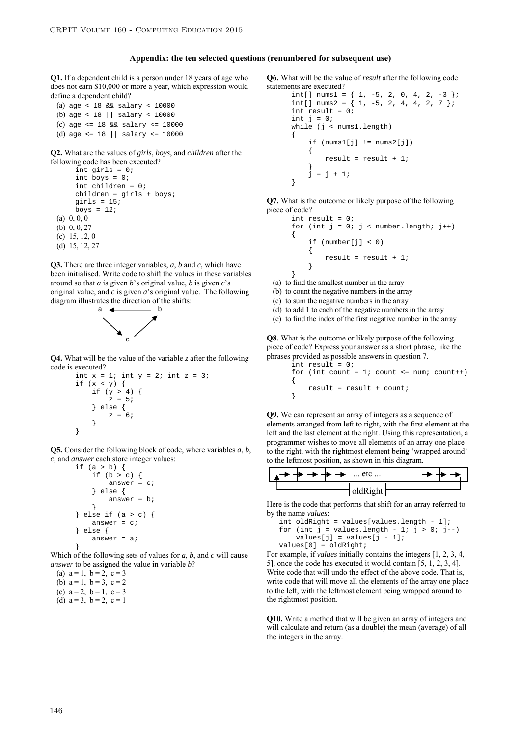### Appendix: the ten selected questions (renumbered for subsequent use)

**Q1.** If a dependent child is a person under 18 years of age who does not earn $10,000 or more a year, which expression would define a dependent child?

(a) `age < 18 && salary < 10000`
(b) `age < 18 || salary < 10000`
(c) `age <= 18 && salary <= 10000`
(d) `age <= 18 || salary <= 10000`

**Q2.** What are the values of *girls*, *boys*, and *children* after the following code has been executed?

```
int girls = 0;
int boys = 0;
int children = 0;
children = girls + boys;
girls = 15;
boys = 12;
```

(a) 0, 0, 0
(b) 0, 0, 27
(c) 15, 12, 0
(d) 15, 12, 27

**Q3.** There are three integer variables, *a*, *b* and *c*, which have been initialised. Write code to shift the values in these variables around so that *a* is given *b*'s original value, *b* is given *c*'s original value, and *c* is given *a*'s original value. The following diagram illustrates the direction of the shifts:

a ← b
c

**Q4.** What will be the value of the variable *z* after the following code is executed?

```
int x = 1; int y = 2; int z = 3;
if (x < y) {
    if (y > 4) {
        z = 5;
    } else {
        z = 6;
    }
}
```

**Q5.** Consider the following block of code, where variables *a*, *b*, *c*, and *answer* each store integer values:

```
if (a > b) {
    if (b > c) {
        answer = c;
    } else {
        answer = b;
    }
} else if (a > c) {
    answer = c;
} else {
    answer = a;
}
```

Which of the following sets of values for *a*, *b*, and *c* will cause *answer* to be assigned the value in variable *b*?

(a) a = 1, b = 2, c = 3
(b) a = 1, b = 3, c = 2
(c) a = 2, b = 1, c = 3
(d) a = 3, b = 2, c = 1

**Q6.** What will be the value of *result* after the following code statements are executed?

```
int[] nums1 = { 1, -5, 2, 0, 4, 2, -3 };
int[] nums2 = { 1, -5, 2, 4, 4, 2, 7 };
int result = 0;
int j = 0;
while (j < nums1.length)
{
    if (nums1[j] != nums2[j])
    {
        result = result + 1;
    }
    j = j + 1;
}
```

**Q7.** What is the outcome or likely purpose of the following piece of code?

```
int result = 0;
for (int j = 0; j < number.length; j++)
{
    if (number[j] < 0)
    {
        result = result + 1;
    }
}
```

(a) to find the smallest number in the array
(b) to count the negative numbers in the array
(c) to sum the negative numbers in the array
(d) to add 1 to each of the negative numbers in the array
(e) to find the index of the first negative number in the array

**Q8.** What is the outcome or likely purpose of the following piece of code? Express your answer as a short phrase, like the phrases provided as possible answers in question 7.

```
int result = 0;
for (int count = 1; count <= num; count++)
{
    result = result + count;
}
```

**Q9.** We can represent an array of integers as a sequence of elements arranged from left to right, with the first element at the left and the last element at the right. Using this representation, a programmer wishes to move all elements of an array one place to the right, with the rightmost element being 'wrapped around' to the leftmost position, as shown in this diagram.

... etc ...
oldRight

Here is the code that performs that shift for an array referred to by the name *values*:

```
int oldRight = values[values.length - 1];
for (int j = values.length - 1; j > 0; j--)
    values[j] = values[j - 1];
values[0] = oldRight;
```

For example, if *values* initially contains the integers [1, 2, 3, 4, 5], once the code has executed it would contain [5, 1, 2, 3, 4]. Write code that will undo the effect of the above code. That is, write code that will move all the elements of the array one place to the left, with the leftmost element being wrapped around to the rightmost position.

**Q10.** Write a method that will be given an array of integers and will calculate and return (as a double) the mean (average) of all the integers in the array.